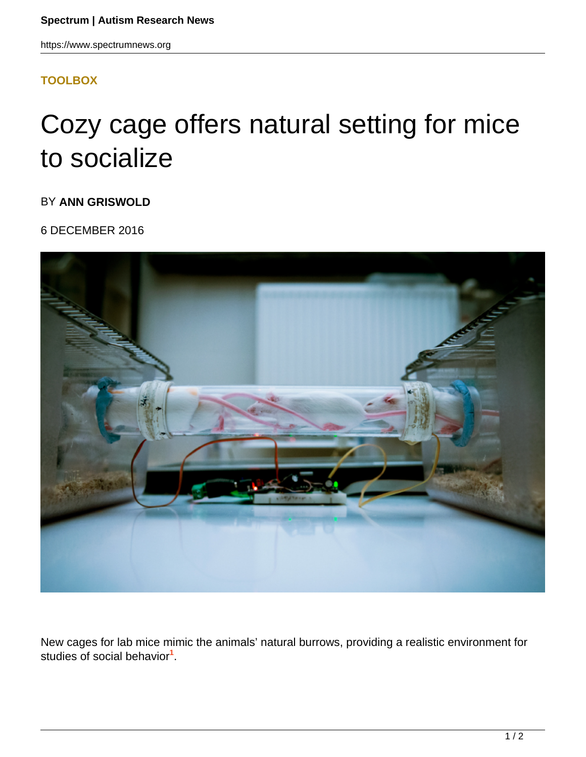**TOOLBOX**

# Cozy cage offers natural setting for mice to socialize

BY **ANN GRISWOLD**

6 DECEMBER 2016

New cages for lab mice mimic the animals' natural burrows, providing a realistic environment for studies of social behavior[1].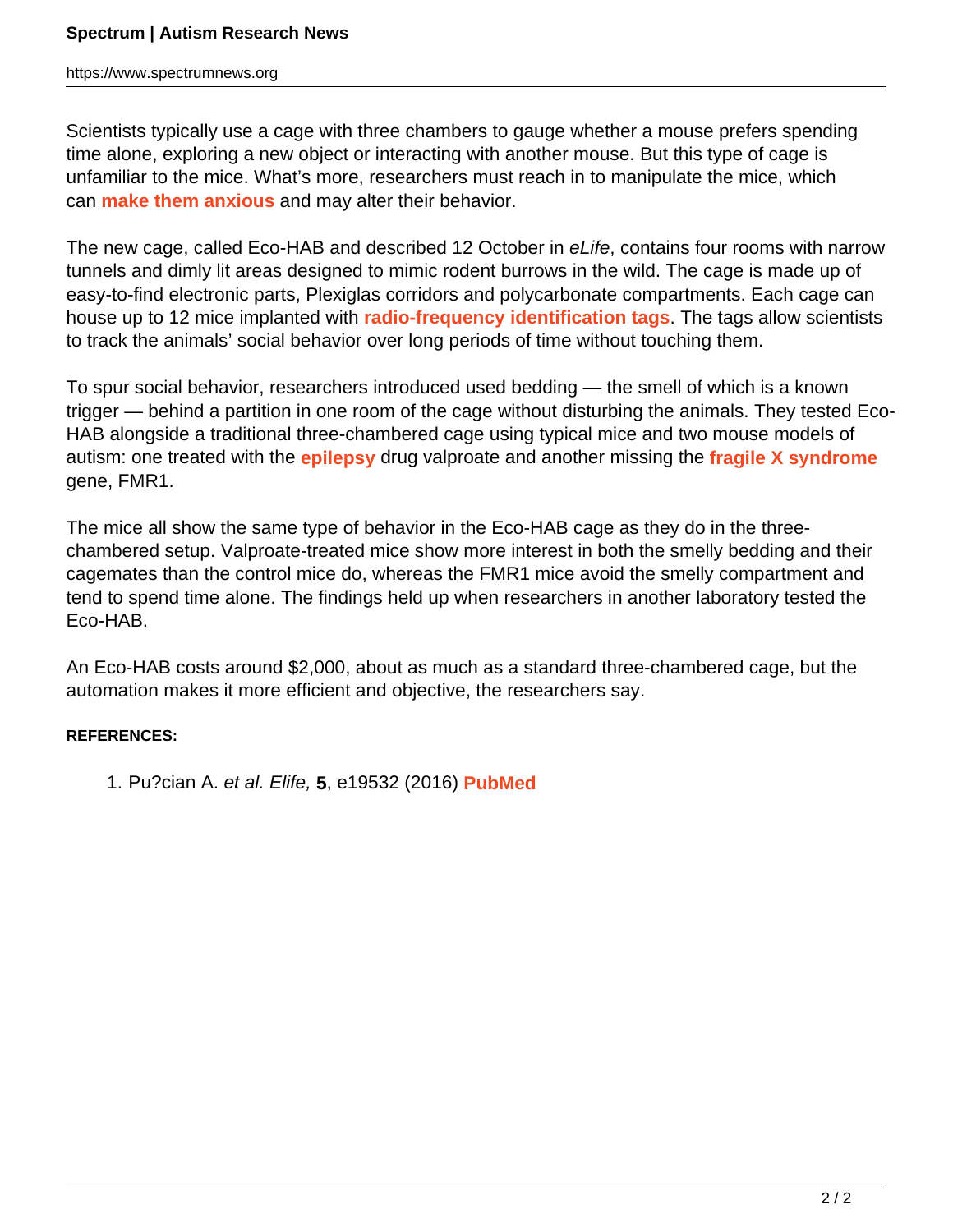Scientists typically use a cage with three chambers to gauge whether a mouse prefers spending time alone, exploring a new object or interacting with another mouse. But this type of cage is unfamiliar to the mice. What's more, researchers must reach in to manipulate the mice, which can **make them anxious** and may alter their behavior.

The new cage, called Eco-HAB and described 12 October in *eLife*, contains four rooms with narrow tunnels and dimly lit areas designed to mimic rodent burrows in the wild. The cage is made up of easy-to-find electronic parts, Plexiglas corridors and polycarbonate compartments. Each cage can house up to 12 mice implanted with **radio-frequency identification tags**. The tags allow scientists to track the animals' social behavior over long periods of time without touching them.

To spur social behavior, researchers introduced used bedding — the smell of which is a known trigger — behind a partition in one room of the cage without disturbing the animals. They tested Eco-HAB alongside a traditional three-chambered cage using typical mice and two mouse models of autism: one treated with the **epilepsy** drug valproate and another missing the **fragile X syndrome** gene, FMR1.

The mice all show the same type of behavior in the Eco-HAB cage as they do in the three-chambered setup. Valproate-treated mice show more interest in both the smelly bedding and their cagemates than the control mice do, whereas the FMR1 mice avoid the smelly compartment and tend to spend time alone. The findings held up when researchers in another laboratory tested the Eco-HAB.

An Eco-HAB costs around $2,000, about as much as a standard three-chambered cage, but the automation makes it more efficient and objective, the researchers say.

**REFERENCES:**

1. Pu?cian A. *et al. Elife,* **5**, e19532 (2016) **PubMed**